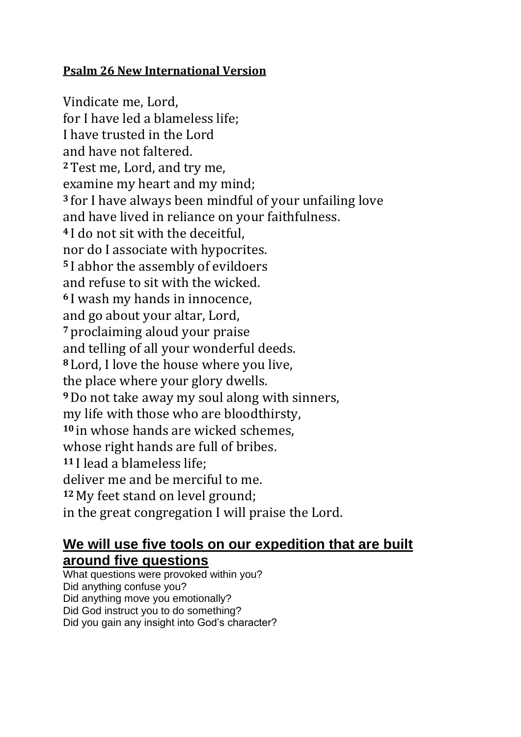**Psalm 26 New International Version**

Vindicate me, Lord,  
for I have led a blameless life;  
I have trusted in the Lord  
and have not faltered.  
**2** Test me, Lord, and try me,  
examine my heart and my mind;  
**3** for I have always been mindful of your unfailing love  
and have lived in reliance on your faithfulness.  
**4** I do not sit with the deceitful,  
nor do I associate with hypocrites.  
**5** I abhor the assembly of evildoers  
and refuse to sit with the wicked.  
**6** I wash my hands in innocence,  
and go about your altar, Lord,  
**7** proclaiming aloud your praise  
and telling of all your wonderful deeds.  
**8** Lord, I love the house where you live,  
the place where your glory dwells.  
**9** Do not take away my soul along with sinners,  
my life with those who are bloodthirsty,  
**10** in whose hands are wicked schemes,  
whose right hands are full of bribes.  
**11** I lead a blameless life;  
deliver me and be merciful to me.  
**12** My feet stand on level ground;  
in the great congregation I will praise the Lord.

## We will use five tools on our expedition that are built around five questions

What questions were provoked within you?  
Did anything confuse you?  
Did anything move you emotionally?  
Did God instruct you to do something?  
Did you gain any insight into God's character?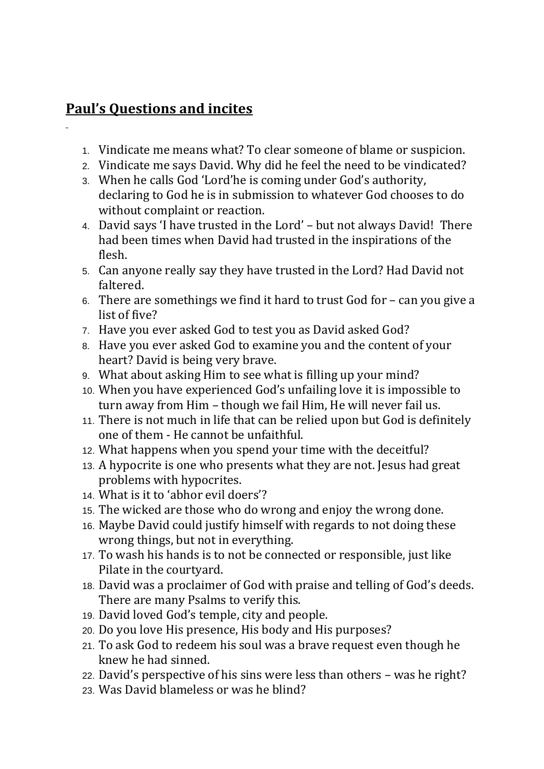## **Paul's Questions and incites**

1. Vindicate me means what? To clear someone of blame or suspicion.
2. Vindicate me says David. Why did he feel the need to be vindicated?
3. When he calls God 'Lord'he is coming under God's authority, declaring to God he is in submission to whatever God chooses to do without complaint or reaction.
4. David says 'I have trusted in the Lord' – but not always David! There had been times when David had trusted in the inspirations of the flesh.
5. Can anyone really say they have trusted in the Lord? Had David not faltered.
6. There are somethings we find it hard to trust God for – can you give a list of five?
7. Have you ever asked God to test you as David asked God?
8. Have you ever asked God to examine you and the content of your heart? David is being very brave.
9. What about asking Him to see what is filling up your mind?
10. When you have experienced God's unfailing love it is impossible to turn away from Him – though we fail Him, He will never fail us.
11. There is not much in life that can be relied upon but God is definitely one of them - He cannot be unfaithful.
12. What happens when you spend your time with the deceitful?
13. A hypocrite is one who presents what they are not. Jesus had great problems with hypocrites.
14. What is it to 'abhor evil doers'?
15. The wicked are those who do wrong and enjoy the wrong done.
16. Maybe David could justify himself with regards to not doing these wrong things, but not in everything.
17. To wash his hands is to not be connected or responsible, just like Pilate in the courtyard.
18. David was a proclaimer of God with praise and telling of God's deeds. There are many Psalms to verify this.
19. David loved God's temple, city and people.
20. Do you love His presence, His body and His purposes?
21. To ask God to redeem his soul was a brave request even though he knew he had sinned.
22. David's perspective of his sins were less than others – was he right?
23. Was David blameless or was he blind?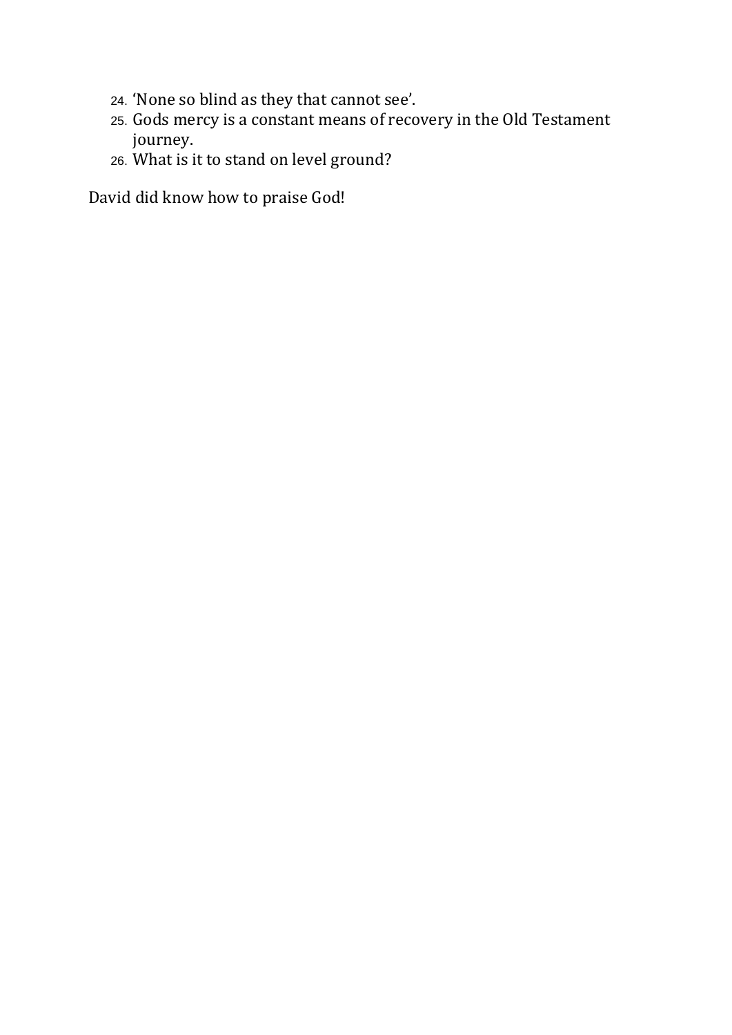24. 'None so blind as they that cannot see'.
25. Gods mercy is a constant means of recovery in the Old Testament journey.
26. What is it to stand on level ground?

David did know how to praise God!